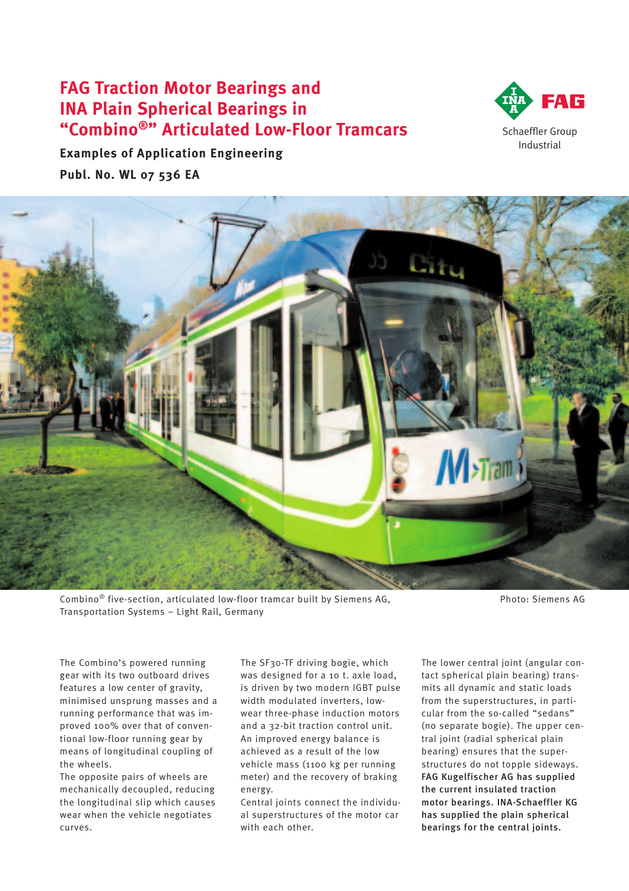# FAG Traction Motor Bearings and INA Plain Spherical Bearings in "Combino®" Articulated Low-Floor Tramcars

**Examples of Application Engineering**

**Publ. No. WL 07 536 EA**

Schaeffler Group Industrial

Combino® five-section, articulated low-floor tramcar built by Siemens AG, Transportation Systems – Light Rail, Germany

Photo: Siemens AG

The Combino's powered running gear with its two outboard drives features a low center of gravity, minimised unsprung masses and a running performance that was improved 100% over that of conventional low-floor running gear by means of longitudinal coupling of the wheels.

The opposite pairs of wheels are mechanically decoupled, reducing the longitudinal slip which causes wear when the vehicle negotiates curves.

The SF30-TF driving bogie, which was designed for a 10 t. axle load, is driven by two modern IGBT pulse width modulated inverters, low-wear three-phase induction motors and a 32-bit traction control unit. An improved energy balance is achieved as a result of the low vehicle mass (1100 kg per running meter) and the recovery of braking energy.

Central joints connect the individual superstructures of the motor car with each other.

The lower central joint (angular contact spherical plain bearing) transmits all dynamic and static loads from the superstructures, in particular from the so-called "sedans" (no separate bogie). The upper central joint (radial spherical plain bearing) ensures that the superstructures do not topple sideways.

**FAG Kugelfischer AG has supplied the current insulated traction motor bearings. INA-Schaeffler KG has supplied the plain spherical bearings for the central joints.**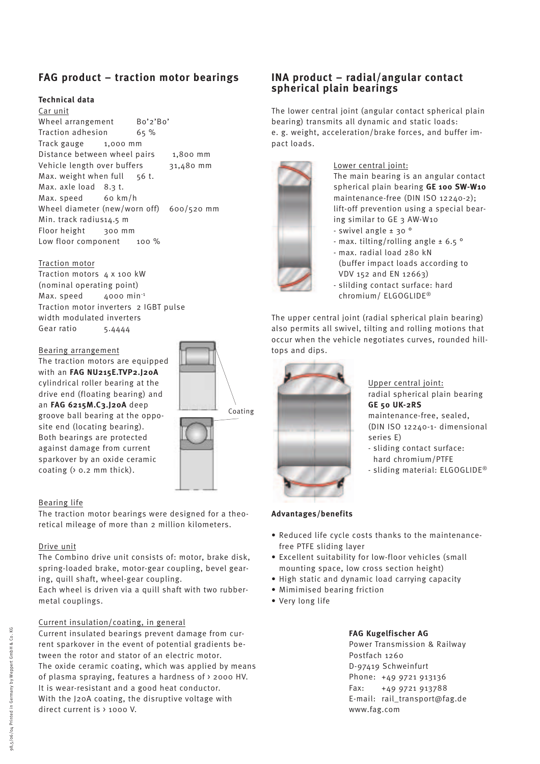## FAG product – traction motor bearings

### Technical data

Car unit

Wheel arrangement Bo'2'Bo'
Traction adhesion 65 %
Track gauge 1,000 mm
Distance between wheel pairs 1,800 mm
Vehicle length over buffers 31,480 mm
Max. weight when full 56 t.
Max. axle load 8.3 t.
Max. speed 60 km/h
Wheel diameter (new/worn off) 600/520 mm
Min. track radius14.5 m
Floor height 300 mm
Low floor component 100 %

Traction motor

Traction motors 4 x 100 kW
(nominal operating point)
Max. speed 4000 min$^{-1}$
Traction motor inverters 2 IGBT pulse width modulated inverters
Gear ratio 5.4444

Bearing arrangement

The traction motors are equipped with an **FAG NU215E.TVP2.J20A** cylindrical roller bearing at the drive end (floating bearing) and an **FAG 6215M.C3.J20A** deep groove ball bearing at the opposite end (locating bearing). Both bearings are protected against damage from current sparkover by an oxide ceramic coating (> 0.2 mm thick).

Coating

Bearing life

The traction motor bearings were designed for a theoretical mileage of more than 2 million kilometers.

Drive unit

The Combino drive unit consists of: motor, brake disk, spring-loaded brake, motor-gear coupling, bevel gearing, quill shaft, wheel-gear coupling.
Each wheel is driven via a quill shaft with two rubber-metal couplings.

Current insulation/coating, in general

Current insulated bearings prevent damage from current sparkover in the event of potential gradients between the rotor and stator of an electric motor.
The oxide ceramic coating, which was applied by means of plasma spraying, features a hardness of > 2000 HV.
It is wear-resistant and a good heat conductor.
With the J20A coating, the disruptive voltage with direct current is > 1000 V.

## INA product – radial/angular contact spherical plain bearings

The lower central joint (angular contact spherical plain bearing) transmits all dynamic and static loads: e. g. weight, acceleration/brake forces, and buffer impact loads.

Lower central joint:

The main bearing is an angular contact spherical plain bearing **GE 100 SW-W10** maintenance-free (DIN ISO 12240-2); lift-off prevention using a special bearing similar to GE 3 AW-W10

- swivel angle ± 30 °
- max. tilting/rolling angle ± 6.5 °
- max. radial load 280 kN (buffer impact loads according to VDV 152 and EN 12663)
- slilding contact surface: hard chromium/ ELGOGLIDE®

The upper central joint (radial spherical plain bearing) also permits all swivel, tilting and rolling motions that occur when the vehicle negotiates curves, rounded hilltops and dips.

Upper central joint:

radial spherical plain bearing **GE 50 UK-2RS**
maintenance-free, sealed, (DIN ISO 12240-1- dimensional series E)

- sliding contact surface: hard chromium/PTFE
- sliding material: ELGOGLIDE®

**Advantages/benefits**

- Reduced life cycle costs thanks to the maintenance-free PTFE sliding layer
- Excellent suitability for low-floor vehicles (small mounting space, low cross section height)
- High static and dynamic load carrying capacity
- Mimimised bearing friction
- Very long life

**FAG Kugelfischer AG**
Power Transmission & Railway
Postfach 1260
D-97419 Schweinfurt
Phone: +49 9721 913136
Fax: +49 9721 913788
E-mail: rail_transport@fag.de
www.fag.com

98.5/06/04 Printed in Germany by Weppert GmbH & Co. KG